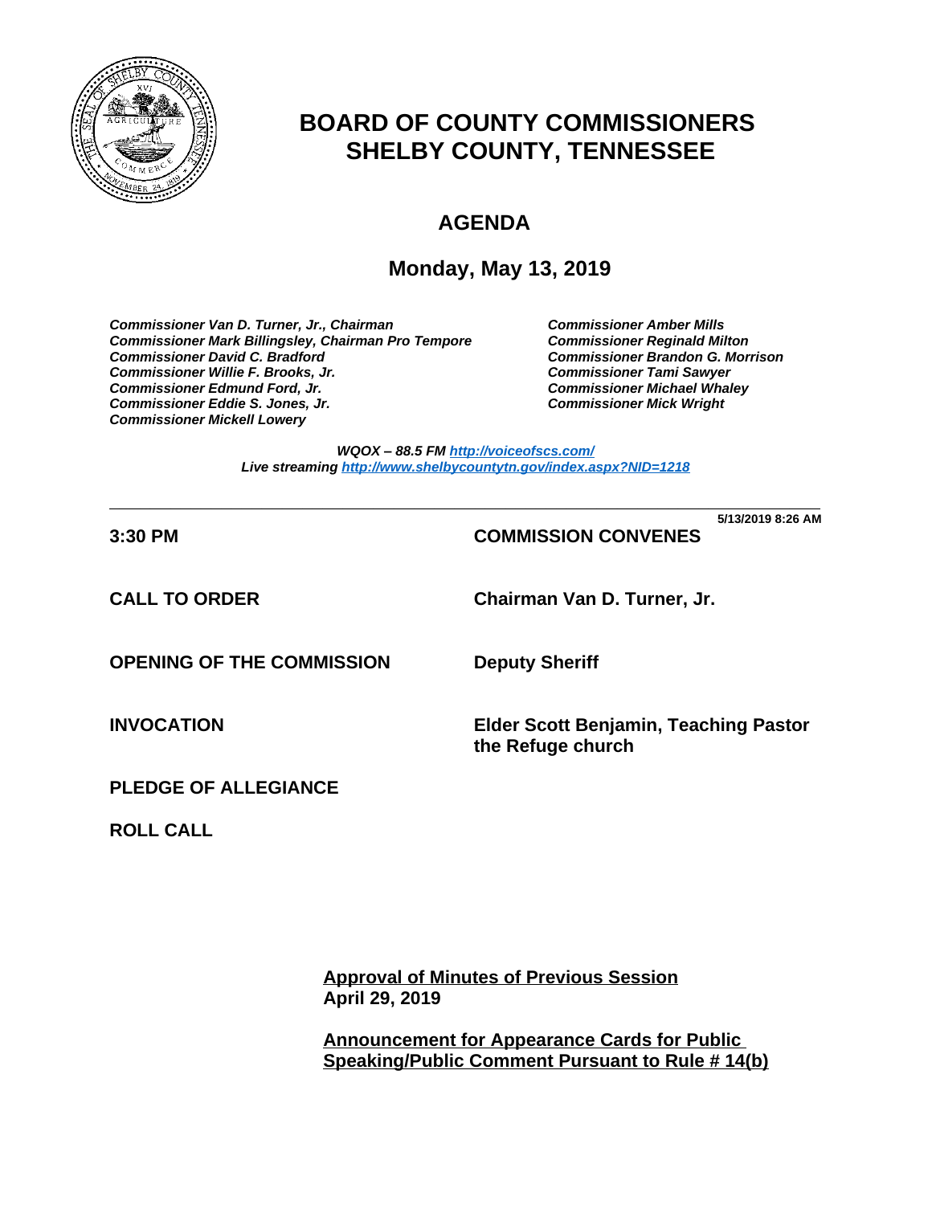# BOARD OF COUNTY COMMISSIONERS
# SHELBY COUNTY, TENNESSEE

## AGENDA

### Monday, May 13, 2019

***Commissioner Van D. Turner, Jr., Chairman***
***Commissioner Mark Billingsley, Chairman Pro Tempore***
***Commissioner David C. Bradford***
***Commissioner Willie F. Brooks, Jr.***
***Commissioner Edmund Ford, Jr.***
***Commissioner Eddie S. Jones, Jr.***
***Commissioner Mickell Lowery***
***Commissioner Amber Mills***
***Commissioner Reginald Milton***
***Commissioner Brandon G. Morrison***
***Commissioner Tami Sawyer***
***Commissioner Michael Whaley***
***Commissioner Mick Wright***

***WQOX – 88.5 FM http://voiceofscs.com/***
***Live streaming http://www.shelbycountytn.gov/index.aspx?NID=1218***

---

**5/13/2019 8:26 AM**

**3:30 PM** — **COMMISSION CONVENES**

**CALL TO ORDER** — **Chairman Van D. Turner, Jr.**

**OPENING OF THE COMMISSION** — **Deputy Sheriff**

**INVOCATION** — **Elder Scott Benjamin, Teaching Pastor the Refuge church**

**PLEDGE OF ALLEGIANCE**

**ROLL CALL**

**Approval of Minutes of Previous Session**
**April 29, 2019**

**Announcement for Appearance Cards for Public Speaking/Public Comment Pursuant to Rule # 14(b)**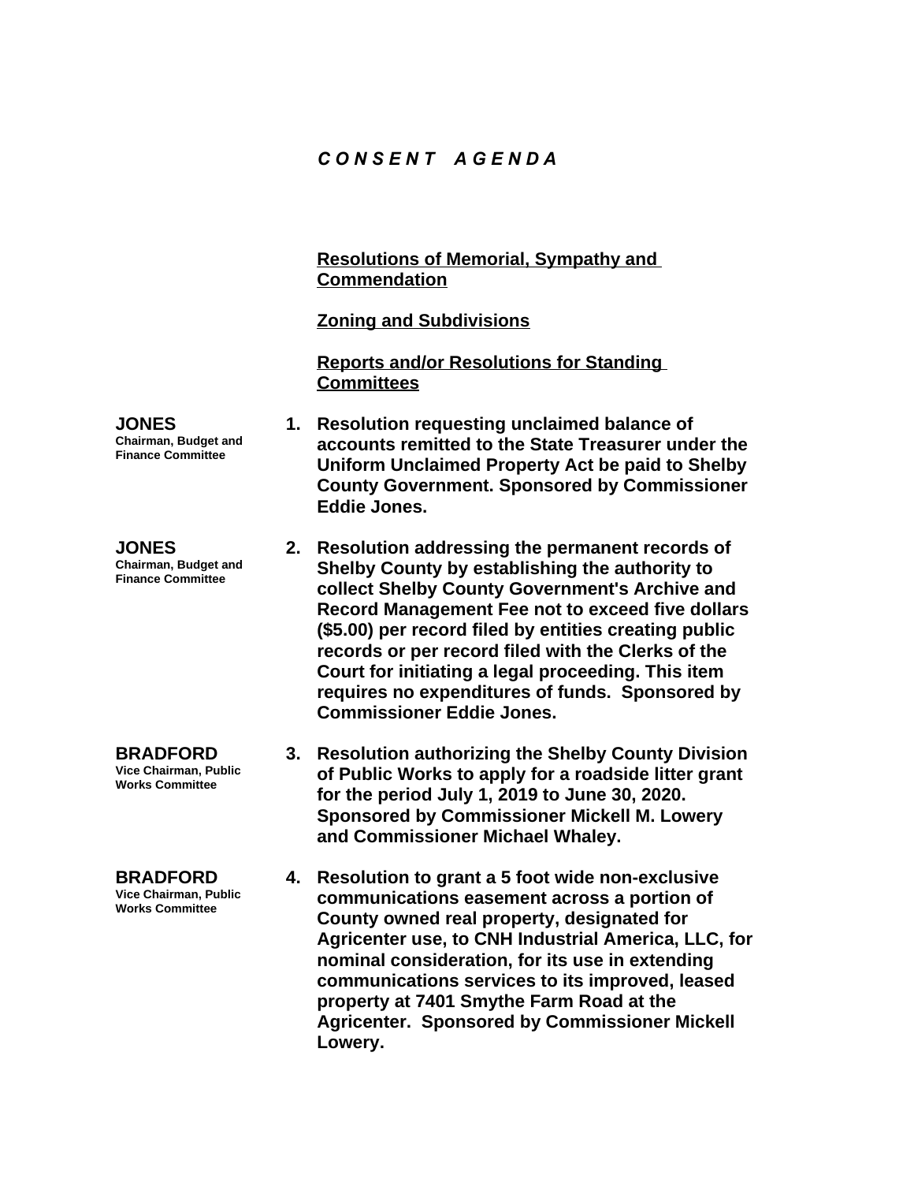# ***C O N S E N T   A G E N D A***

**Resolutions of Memorial, Sympathy and Commendation**

**Zoning and Subdivisions**

**Reports and/or Resolutions for Standing Committees**

**JONES**
**Chairman, Budget and Finance Committee**

1. **Resolution requesting unclaimed balance of accounts remitted to the State Treasurer under the Uniform Unclaimed Property Act be paid to Shelby County Government. Sponsored by Commissioner Eddie Jones.**

**JONES**
**Chairman, Budget and Finance Committee**

2. **Resolution addressing the permanent records of Shelby County by establishing the authority to collect Shelby County Government's Archive and Record Management Fee not to exceed five dollars ($5.00) per record filed by entities creating public records or per record filed with the Clerks of the Court for initiating a legal proceeding. This item requires no expenditures of funds. Sponsored by Commissioner Eddie Jones.**

**BRADFORD**
**Vice Chairman, Public Works Committee**

3. **Resolution authorizing the Shelby County Division of Public Works to apply for a roadside litter grant for the period July 1, 2019 to June 30, 2020. Sponsored by Commissioner Mickell M. Lowery and Commissioner Michael Whaley.**

**BRADFORD**
**Vice Chairman, Public Works Committee**

4. **Resolution to grant a 5 foot wide non-exclusive communications easement across a portion of County owned real property, designated for Agricenter use, to CNH Industrial America, LLC, for nominal consideration, for its use in extending communications services to its improved, leased property at 7401 Smythe Farm Road at the Agricenter. Sponsored by Commissioner Mickell Lowery.**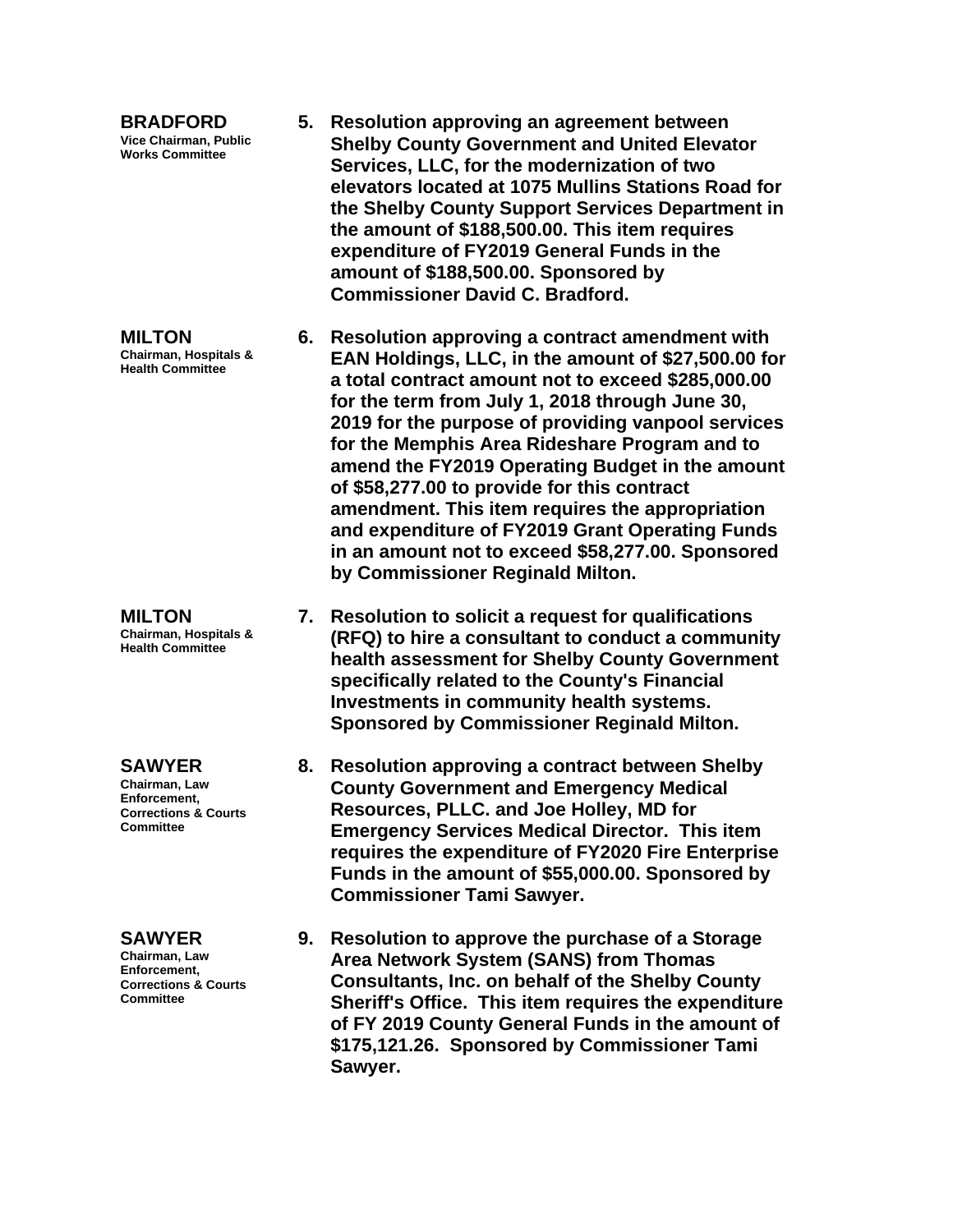**BRADFORD**
Vice Chairman, Public Works Committee

5. **Resolution approving an agreement between Shelby County Government and United Elevator Services, LLC, for the modernization of two elevators located at 1075 Mullins Stations Road for the Shelby County Support Services Department in the amount of $188,500.00. This item requires expenditure of FY2019 General Funds in the amount of $188,500.00. Sponsored by Commissioner David C. Bradford.**

**MILTON**
Chairman, Hospitals & Health Committee

6. **Resolution approving a contract amendment with EAN Holdings, LLC, in the amount of $27,500.00 for a total contract amount not to exceed $285,000.00 for the term from July 1, 2018 through June 30, 2019 for the purpose of providing vanpool services for the Memphis Area Rideshare Program and to amend the FY2019 Operating Budget in the amount of $58,277.00 to provide for this contract amendment. This item requires the appropriation and expenditure of FY2019 Grant Operating Funds in an amount not to exceed $58,277.00. Sponsored by Commissioner Reginald Milton.**

**MILTON**
Chairman, Hospitals & Health Committee

7. **Resolution to solicit a request for qualifications (RFQ) to hire a consultant to conduct a community health assessment for Shelby County Government specifically related to the County's Financial Investments in community health systems. Sponsored by Commissioner Reginald Milton.**

**SAWYER**
Chairman, Law Enforcement, Corrections & Courts Committee

8. **Resolution approving a contract between Shelby County Government and Emergency Medical Resources, PLLC. and Joe Holley, MD for Emergency Services Medical Director. This item requires the expenditure of FY2020 Fire Enterprise Funds in the amount of $55,000.00. Sponsored by Commissioner Tami Sawyer.**

**SAWYER**
Chairman, Law Enforcement, Corrections & Courts Committee

9. **Resolution to approve the purchase of a Storage Area Network System (SANS) from Thomas Consultants, Inc. on behalf of the Shelby County Sheriff's Office. This item requires the expenditure of FY 2019 County General Funds in the amount of $175,121.26. Sponsored by Commissioner Tami Sawyer.**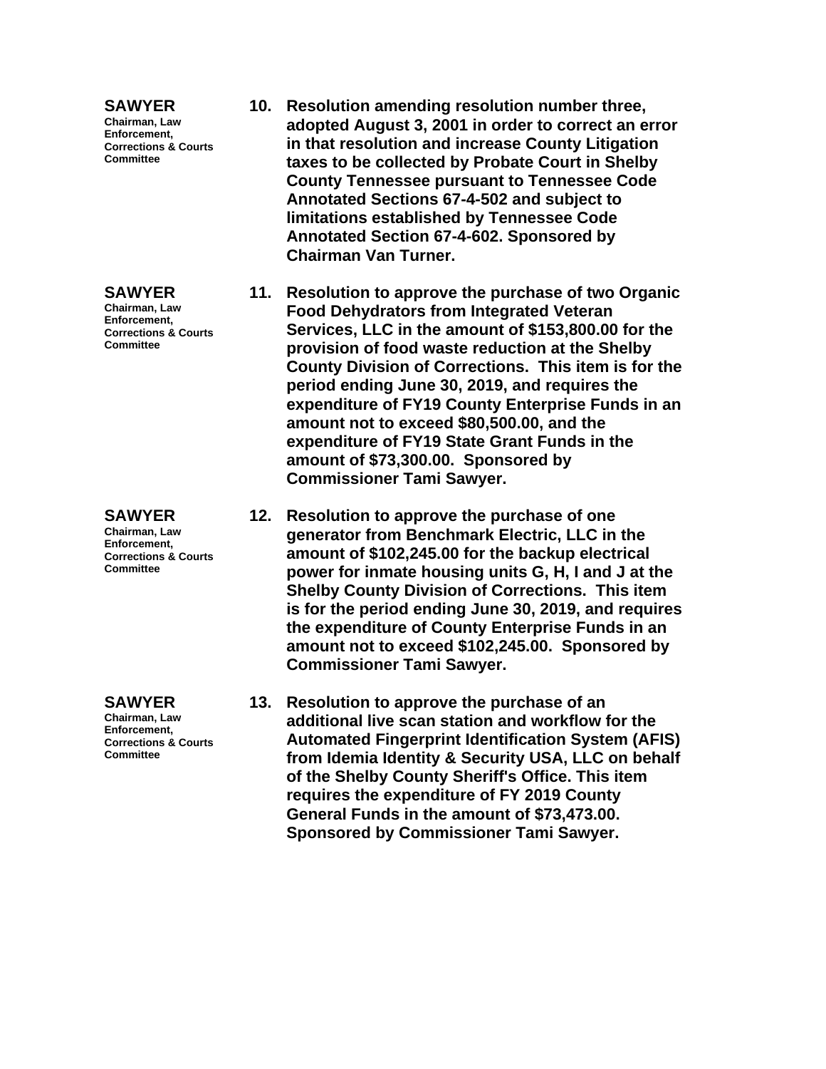**SAWYER**
Chairman, Law Enforcement, Corrections & Courts Committee

**10. Resolution amending resolution number three, adopted August 3, 2001 in order to correct an error in that resolution and increase County Litigation taxes to be collected by Probate Court in Shelby County Tennessee pursuant to Tennessee Code Annotated Sections 67-4-502 and subject to limitations established by Tennessee Code Annotated Section 67-4-602. Sponsored by Chairman Van Turner.**

**SAWYER**
Chairman, Law Enforcement, Corrections & Courts Committee

**11. Resolution to approve the purchase of two Organic Food Dehydrators from Integrated Veteran Services, LLC in the amount of $153,800.00 for the provision of food waste reduction at the Shelby County Division of Corrections. This item is for the period ending June 30, 2019, and requires the expenditure of FY19 County Enterprise Funds in an amount not to exceed $80,500.00, and the expenditure of FY19 State Grant Funds in the amount of $73,300.00. Sponsored by Commissioner Tami Sawyer.**

**SAWYER**
Chairman, Law Enforcement, Corrections & Courts Committee

**12. Resolution to approve the purchase of one generator from Benchmark Electric, LLC in the amount of $102,245.00 for the backup electrical power for inmate housing units G, H, I and J at the Shelby County Division of Corrections. This item is for the period ending June 30, 2019, and requires the expenditure of County Enterprise Funds in an amount not to exceed $102,245.00. Sponsored by Commissioner Tami Sawyer.**

**SAWYER**
Chairman, Law Enforcement, Corrections & Courts Committee

**13. Resolution to approve the purchase of an additional live scan station and workflow for the Automated Fingerprint Identification System (AFIS) from Idemia Identity & Security USA, LLC on behalf of the Shelby County Sheriff's Office. This item requires the expenditure of FY 2019 County General Funds in the amount of $73,473.00. Sponsored by Commissioner Tami Sawyer.**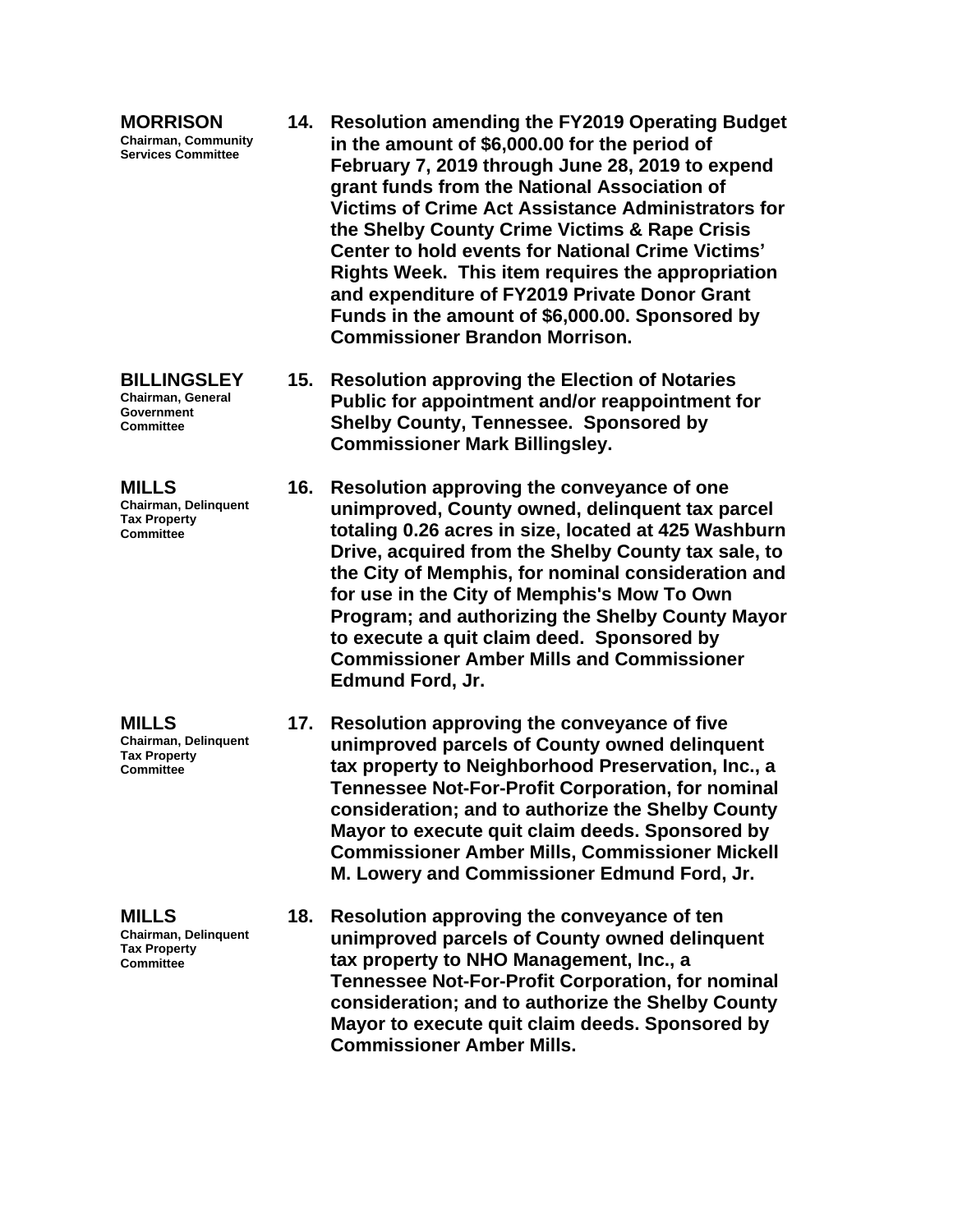**MORRISON**
**Chairman, Community Services Committee**

**14. Resolution amending the FY2019 Operating Budget in the amount of $6,000.00 for the period of February 7, 2019 through June 28, 2019 to expend grant funds from the National Association of Victims of Crime Act Assistance Administrators for the Shelby County Crime Victims & Rape Crisis Center to hold events for National Crime Victims' Rights Week. This item requires the appropriation and expenditure of FY2019 Private Donor Grant Funds in the amount of $6,000.00. Sponsored by Commissioner Brandon Morrison.**

**BILLINGSLEY**
**Chairman, General Government Committee**

**15. Resolution approving the Election of Notaries Public for appointment and/or reappointment for Shelby County, Tennessee. Sponsored by Commissioner Mark Billingsley.**

**MILLS**
**Chairman, Delinquent Tax Property Committee**

**16. Resolution approving the conveyance of one unimproved, County owned, delinquent tax parcel totaling 0.26 acres in size, located at 425 Washburn Drive, acquired from the Shelby County tax sale, to the City of Memphis, for nominal consideration and for use in the City of Memphis's Mow To Own Program; and authorizing the Shelby County Mayor to execute a quit claim deed. Sponsored by Commissioner Amber Mills and Commissioner Edmund Ford, Jr.**

**MILLS**
**Chairman, Delinquent Tax Property Committee**

**17. Resolution approving the conveyance of five unimproved parcels of County owned delinquent tax property to Neighborhood Preservation, Inc., a Tennessee Not-For-Profit Corporation, for nominal consideration; and to authorize the Shelby County Mayor to execute quit claim deeds. Sponsored by Commissioner Amber Mills, Commissioner Mickell M. Lowery and Commissioner Edmund Ford, Jr.**

**MILLS**
**Chairman, Delinquent Tax Property Committee**

**18. Resolution approving the conveyance of ten unimproved parcels of County owned delinquent tax property to NHO Management, Inc., a Tennessee Not-For-Profit Corporation, for nominal consideration; and to authorize the Shelby County Mayor to execute quit claim deeds. Sponsored by Commissioner Amber Mills.**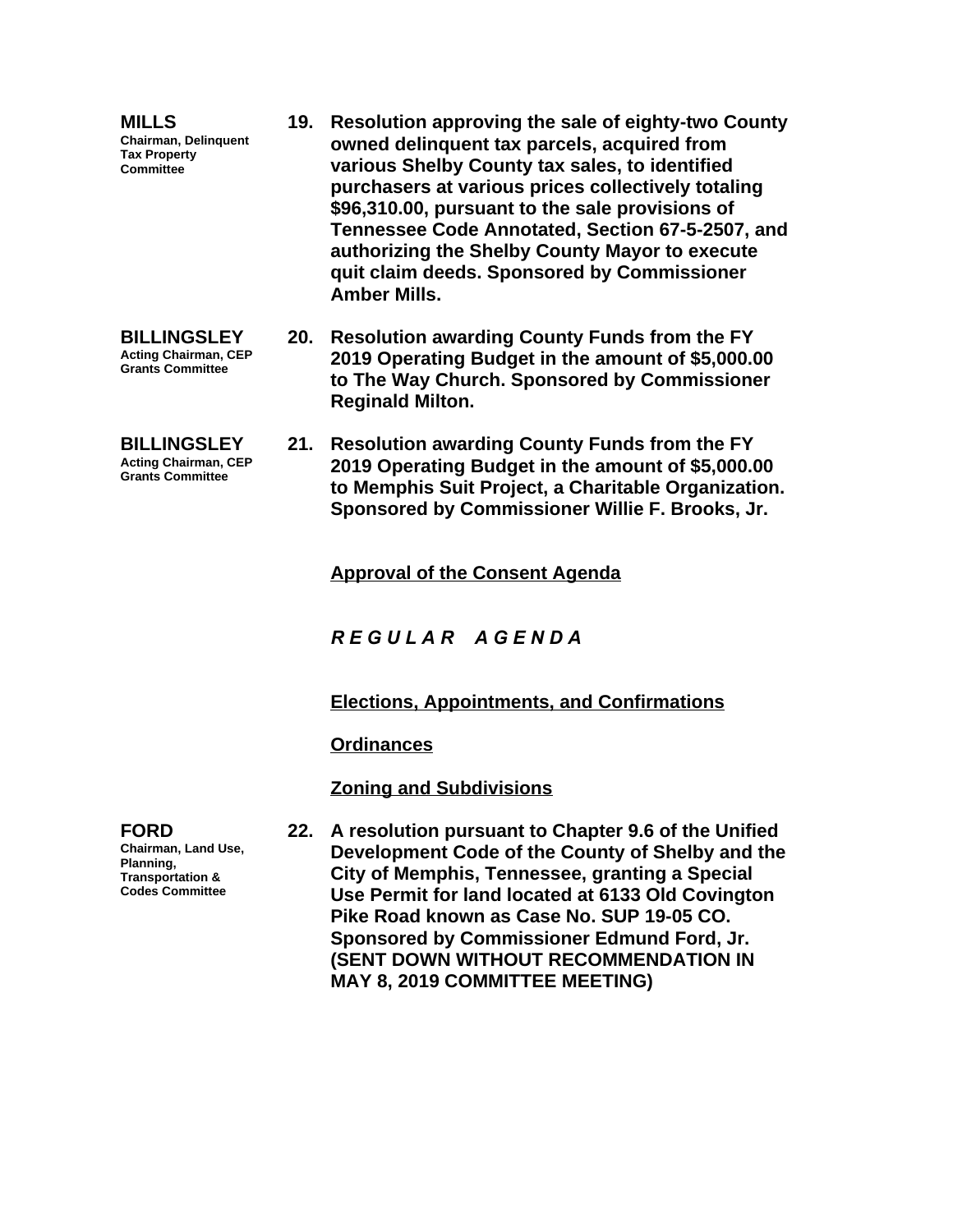**MILLS**
Chairman, Delinquent Tax Property Committee

**19. Resolution approving the sale of eighty-two County owned delinquent tax parcels, acquired from various Shelby County tax sales, to identified purchasers at various prices collectively totaling $96,310.00, pursuant to the sale provisions of Tennessee Code Annotated, Section 67-5-2507, and authorizing the Shelby County Mayor to execute quit claim deeds. Sponsored by Commissioner Amber Mills.**

**BILLINGSLEY**
Acting Chairman, CEP Grants Committee

**20. Resolution awarding County Funds from the FY 2019 Operating Budget in the amount of $5,000.00 to The Way Church. Sponsored by Commissioner Reginald Milton.**

**BILLINGSLEY**
Acting Chairman, CEP Grants Committee

**21. Resolution awarding County Funds from the FY 2019 Operating Budget in the amount of $5,000.00 to Memphis Suit Project, a Charitable Organization. Sponsored by Commissioner Willie F. Brooks, Jr.**

**Approval of the Consent Agenda**

***R E G U L A R   A G E N D A***

**Elections, Appointments, and Confirmations**

**Ordinances**

**Zoning and Subdivisions**

**FORD**
Chairman, Land Use, Planning, Transportation & Codes Committee

**22. A resolution pursuant to Chapter 9.6 of the Unified Development Code of the County of Shelby and the City of Memphis, Tennessee, granting a Special Use Permit for land located at 6133 Old Covington Pike Road known as Case No. SUP 19-05 CO. Sponsored by Commissioner Edmund Ford, Jr. (SENT DOWN WITHOUT RECOMMENDATION IN MAY 8, 2019 COMMITTEE MEETING)**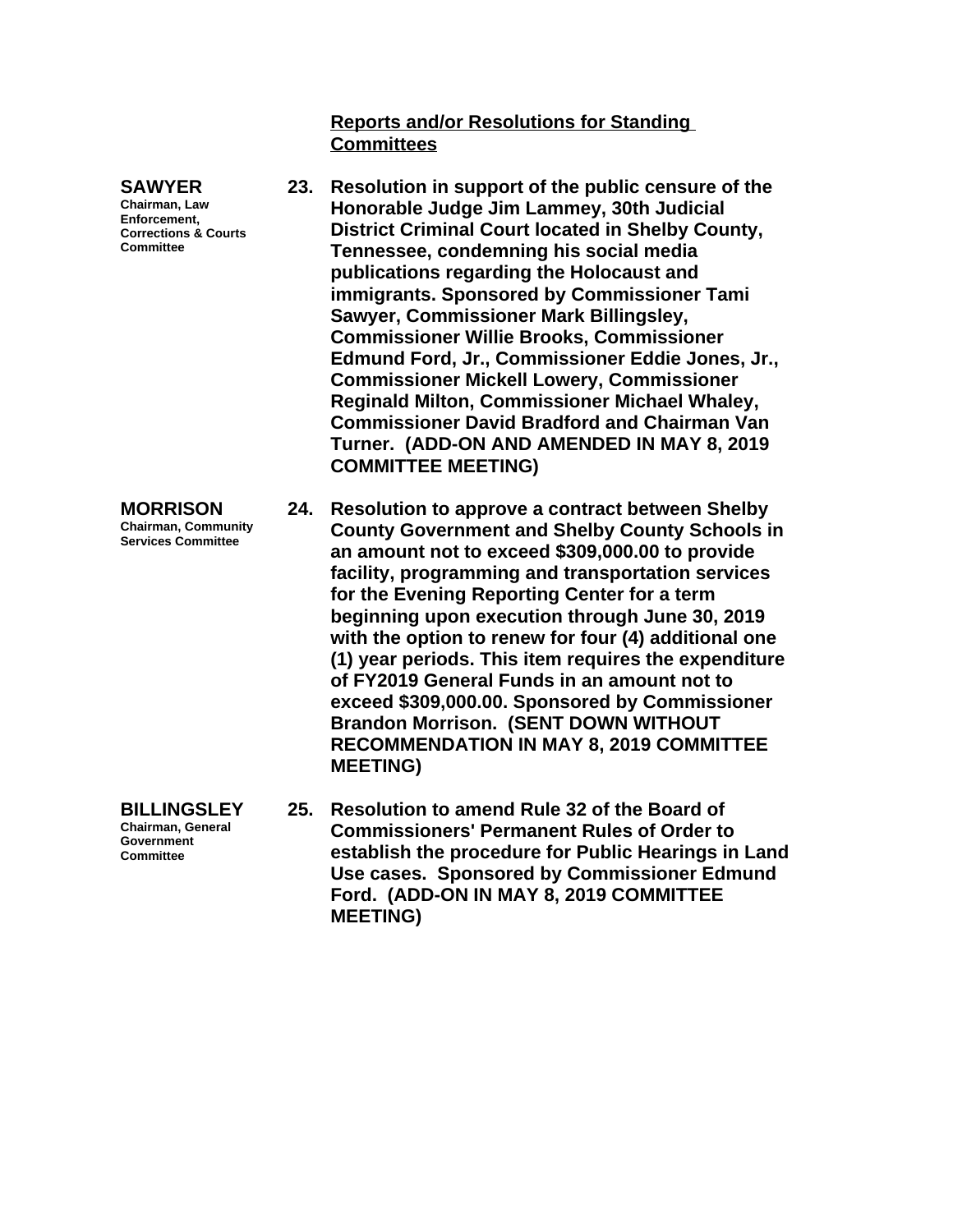## Reports and/or Resolutions for Standing Committees

**SAWYER**
Chairman, Law Enforcement, Corrections & Courts Committee

**23. Resolution in support of the public censure of the Honorable Judge Jim Lammey, 30th Judicial District Criminal Court located in Shelby County, Tennessee, condemning his social media publications regarding the Holocaust and immigrants. Sponsored by Commissioner Tami Sawyer, Commissioner Mark Billingsley, Commissioner Willie Brooks, Commissioner Edmund Ford, Jr., Commissioner Eddie Jones, Jr., Commissioner Mickell Lowery, Commissioner Reginald Milton, Commissioner Michael Whaley, Commissioner David Bradford and Chairman Van Turner. (ADD-ON AND AMENDED IN MAY 8, 2019 COMMITTEE MEETING)**

**MORRISON**
Chairman, Community Services Committee

**24. Resolution to approve a contract between Shelby County Government and Shelby County Schools in an amount not to exceed $309,000.00 to provide facility, programming and transportation services for the Evening Reporting Center for a term beginning upon execution through June 30, 2019 with the option to renew for four (4) additional one (1) year periods. This item requires the expenditure of FY2019 General Funds in an amount not to exceed $309,000.00. Sponsored by Commissioner Brandon Morrison. (SENT DOWN WITHOUT RECOMMENDATION IN MAY 8, 2019 COMMITTEE MEETING)**

**BILLINGSLEY**
Chairman, General Government Committee

**25. Resolution to amend Rule 32 of the Board of Commissioners' Permanent Rules of Order to establish the procedure for Public Hearings in Land Use cases. Sponsored by Commissioner Edmund Ford. (ADD-ON IN MAY 8, 2019 COMMITTEE MEETING)**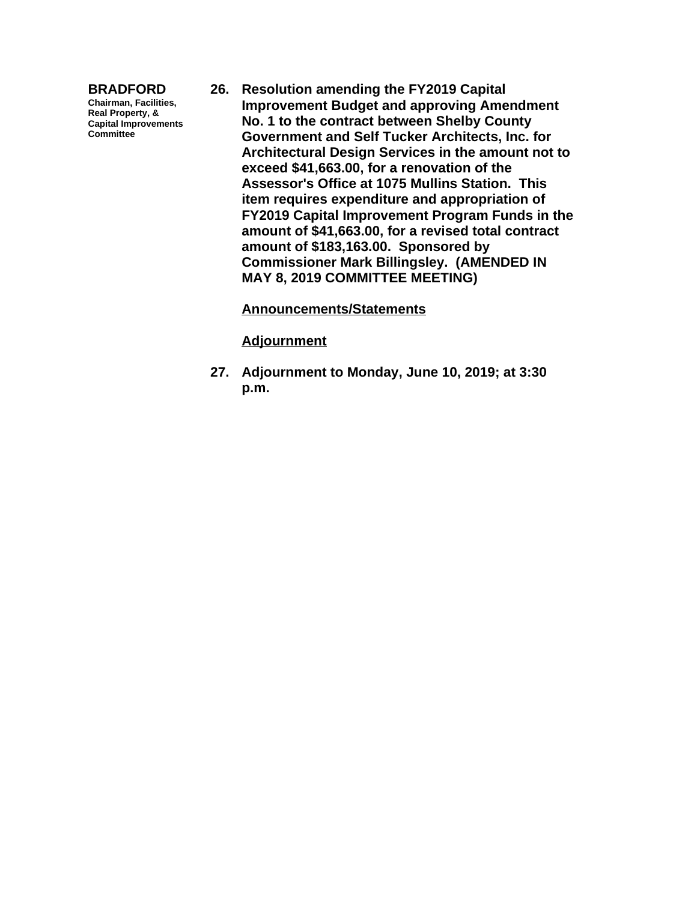**BRADFORD**
**Chairman, Facilities, Real Property, & Capital Improvements Committee**

**26. Resolution amending the FY2019 Capital Improvement Budget and approving Amendment No. 1 to the contract between Shelby County Government and Self Tucker Architects, Inc. for Architectural Design Services in the amount not to exceed $41,663.00, for a renovation of the Assessor's Office at 1075 Mullins Station. This item requires expenditure and appropriation of FY2019 Capital Improvement Program Funds in the amount of $41,663.00, for a revised total contract amount of $183,163.00. Sponsored by Commissioner Mark Billingsley. (AMENDED IN MAY 8, 2019 COMMITTEE MEETING)**

**Announcements/Statements**

**Adjournment**

**27. Adjournment to Monday, June 10, 2019; at 3:30 p.m.**